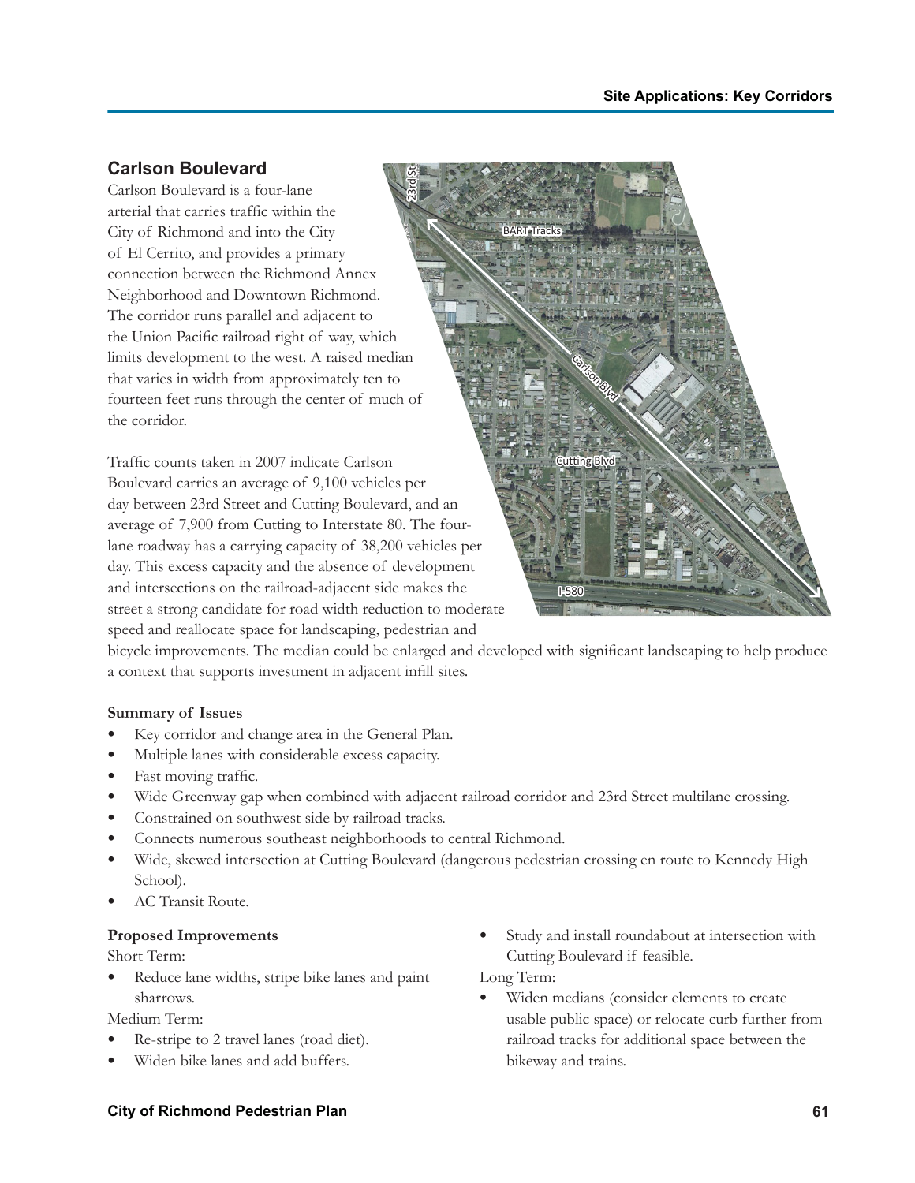## Carlson Boulevard

Carlson Boulevard is a four-lane arterial that carries traffic within the City of Richmond and into the City of El Cerrito, and provides a primary connection between the Richmond Annex Neighborhood and Downtown Richmond. The corridor runs parallel and adjacent to the Union Pacific railroad right of way, which limits development to the west. A raised median that varies in width from approximately ten to fourteen feet runs through the center of much of the corridor.

Traffic counts taken in 2007 indicate Carlson Boulevard carries an average of 9,100 vehicles per day between 23rd Street and Cutting Boulevard, and an average of 7,900 from Cutting to Interstate 80. The four-lane roadway has a carrying capacity of 38,200 vehicles per day. This excess capacity and the absence of development and intersections on the railroad-adjacent side makes the street a strong candidate for road width reduction to moderate speed and reallocate space for landscaping, pedestrian and bicycle improvements. The median could be enlarged and developed with significant landscaping to help produce a context that supports investment in adjacent infill sites.

**Summary of Issues**

- Key corridor and change area in the General Plan.
- Multiple lanes with considerable excess capacity.
- Fast moving traffic.
- Wide Greenway gap when combined with adjacent railroad corridor and 23rd Street multilane crossing.
- Constrained on southwest side by railroad tracks.
- Connects numerous southeast neighborhoods to central Richmond.
- Wide, skewed intersection at Cutting Boulevard (dangerous pedestrian crossing en route to Kennedy High School).
- AC Transit Route.

**Proposed Improvements**

Short Term:

- Reduce lane widths, stripe bike lanes and paint sharrows.

Medium Term:

- Re-stripe to 2 travel lanes (road diet).
- Widen bike lanes and add buffers.
- Study and install roundabout at intersection with Cutting Boulevard if feasible.

Long Term:

- Widen medians (consider elements to create usable public space) or relocate curb further from railroad tracks for additional space between the bikeway and trains.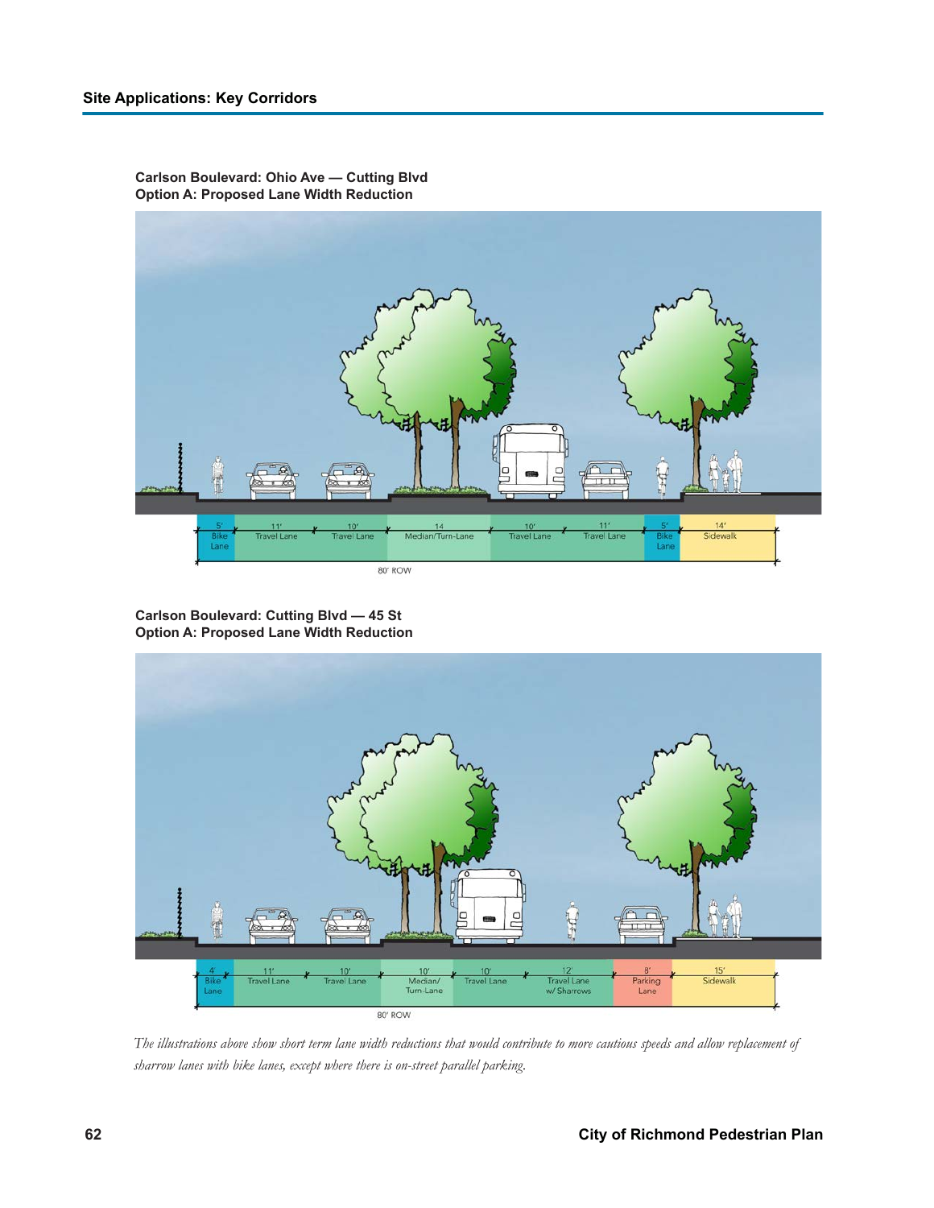Carlson Boulevard: Ohio Ave — Cutting Blvd
Option A: Proposed Lane Width Reduction

| 5' Bike Lane | 11' Travel Lane | 10' Travel Lane | 14 Median/Turn-Lane | 10' Travel Lane | 11' Travel Lane | 5' Bike Lane | 14' Sidewalk |
|---|---|---|---|---|---|---|---|

80' ROW

Carlson Boulevard: Cutting Blvd — 45 St
Option A: Proposed Lane Width Reduction

| 4' Bike Lane | 11' Travel Lane | 10' Travel Lane | 10' Median/Turn-Lane | 10' Travel Lane | 12' Travel Lane w/ Sharrows | 8' Parking Lane | 15' Sidewalk |
|---|---|---|---|---|---|---|---|

80' ROW

*The illustrations above show short term lane width reductions that would contribute to more cautious speeds and allow replacement of sharrow lanes with bike lanes, except where there is on-street parallel parking.*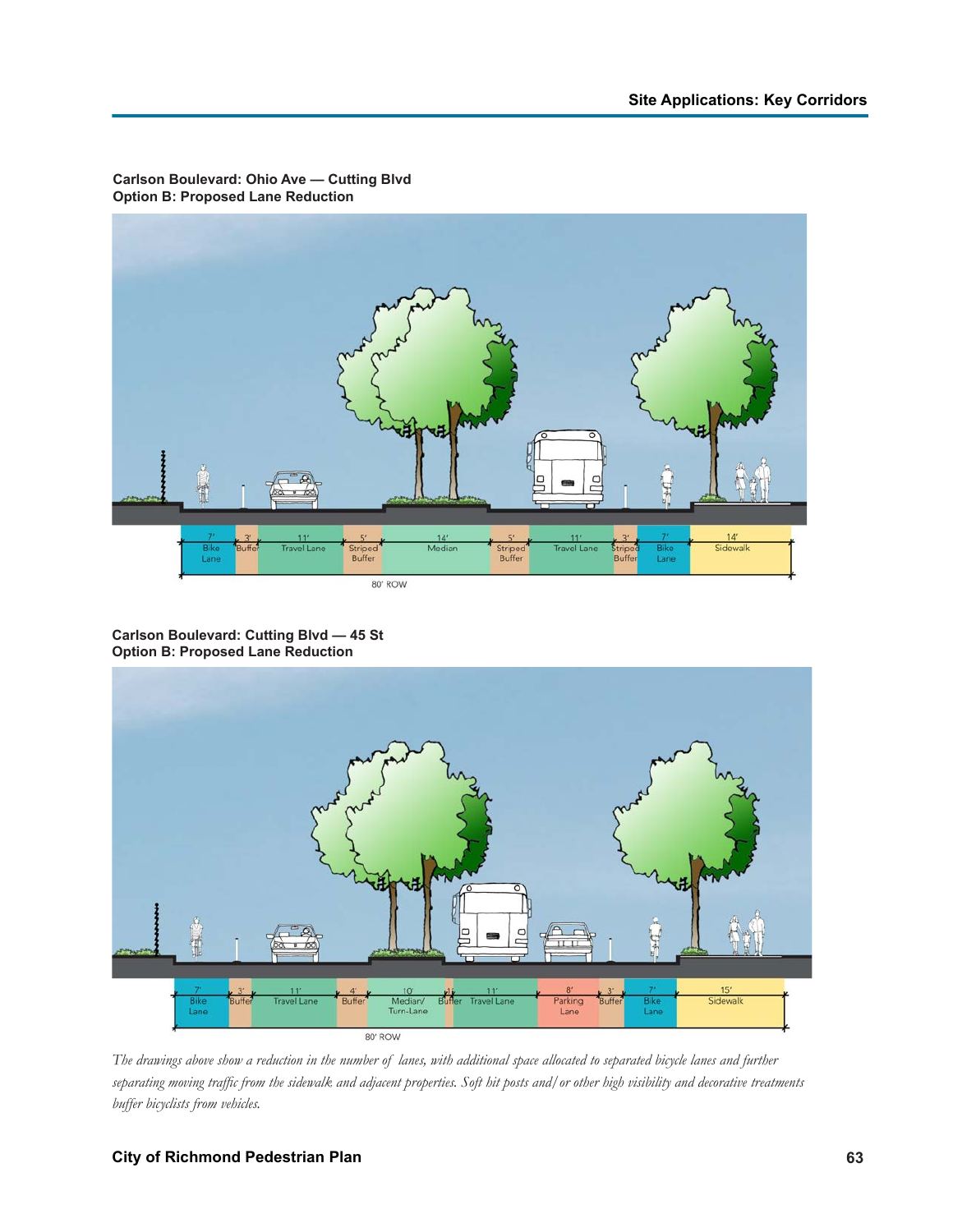**Carlson Boulevard: Ohio Ave — Cutting Blvd**
**Option B: Proposed Lane Reduction**

| 7' Bike Lane | 3' Buffer | 11' Travel Lane | 5' Striped Buffer | 14' Median | 5' Striped Buffer | 11' Travel Lane | 3' Striped Buffer | 7' Bike Lane | 14' Sidewalk |
|---|---|---|---|---|---|---|---|---|---|

80' ROW

**Carlson Boulevard: Cutting Blvd — 45 St**
**Option B: Proposed Lane Reduction**

| 7' Bike Lane | 3' Buffer | 11' Travel Lane | 4' Buffer | 10' Median/ Turn-Lane | 1' Buffer | 11' Travel Lane | 8' Parking Lane | 3' Buffer | 7' Bike Lane | 15' Sidewalk |
|---|---|---|---|---|---|---|---|---|---|---|

80' ROW

*The drawings above show a reduction in the number of lanes, with additional space allocated to separated bicycle lanes and further separating moving traffic from the sidewalk and adjacent properties. Soft hit posts and/or other high visibility and decorative treatments buffer bicyclists from vehicles.*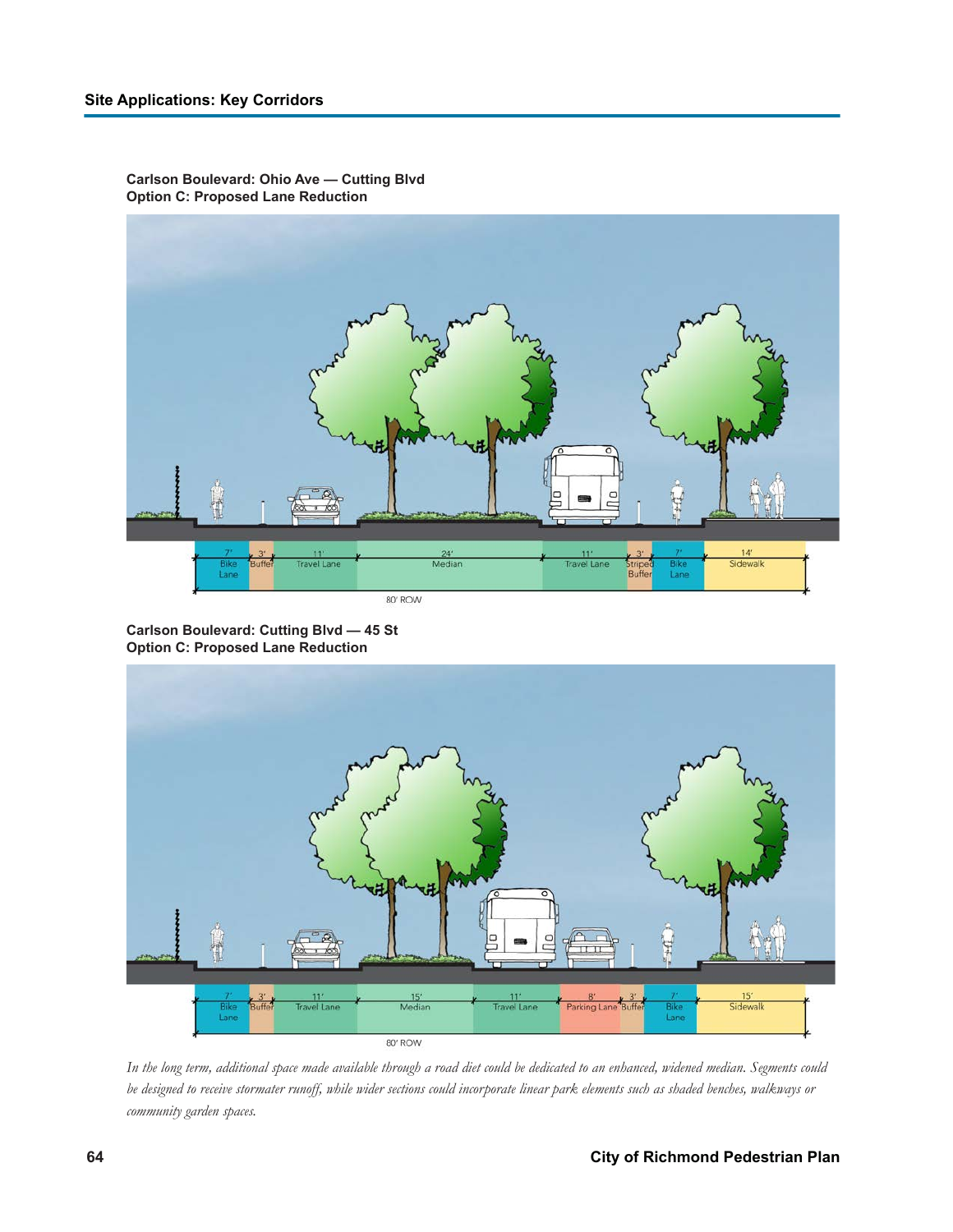## Site Applications: Key Corridors

**Carlson Boulevard: Ohio Ave — Cutting Blvd**
**Option C: Proposed Lane Reduction**

7' Bike Lane
3' Buffer
11' Travel Lane
24' Median
11' Travel Lane
3' Striped Buffer
7' Bike Lane
14' Sidewalk

80' ROW

**Carlson Boulevard: Cutting Blvd — 45 St**
**Option C: Proposed Lane Reduction**

7' Bike Lane
3' Buffer
11' Travel Lane
15' Median
11' Travel Lane
8' Parking Lane
3' Buffer
7' Bike Lane
15' Sidewalk

80' ROW

*In the long term, additional space made available through a road diet could be dedicated to an enhanced, widened median. Segments could be designed to receive stormater runoff, while wider sections could incorporate linear park elements such as shaded benches, walkways or community garden spaces.*